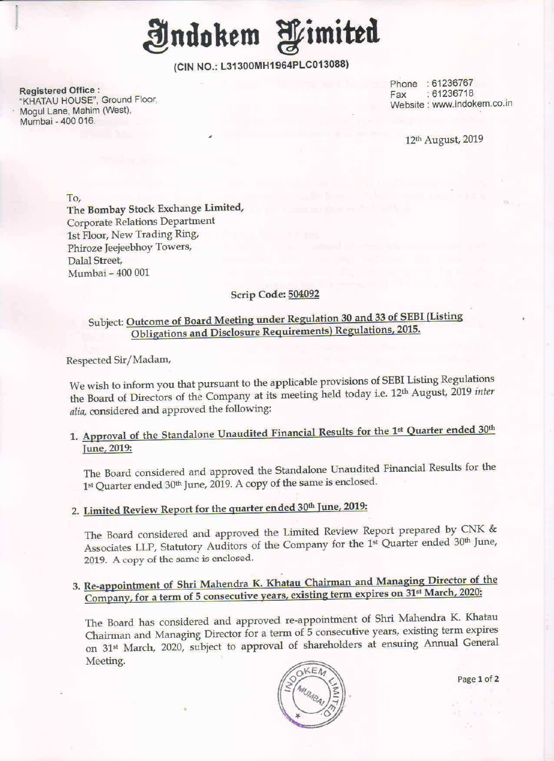# Indokem Limited

**(CIN NO.: L31300MH1964PLC013088)**

**Registered Office :**
"KHATAU HOUSE", Ground Floor,
Mogul Lane, Mahim (West),
Mumbai - 400 016.

Phone : 61236767
Fax : 61236718
Website : www.indokem.co.in

12th August, 2019

To,
**The Bombay Stock Exchange Limited,**
Corporate Relations Department
1st Floor, New Trading Ring,
Phiroze Jeejeebhoy Towers,
Dalal Street,
Mumbai – 400 001

**Scrip Code: 504092**

Subject: Outcome of Board Meeting under Regulation 30 and 33 of SEBI (Listing Obligations and Disclosure Requirements) Regulations, 2015.

Respected Sir/Madam,

We wish to inform you that pursuant to the applicable provisions of SEBI Listing Regulations the Board of Directors of the Company at its meeting held today i.e. 12th August, 2019 *inter alia*, considered and approved the following:

1. Approval of the Standalone Unaudited Financial Results for the 1st Quarter ended 30th June, 2019:

   The Board considered and approved the Standalone Unaudited Financial Results for the 1st Quarter ended 30th June, 2019. A copy of the same is enclosed.

2. Limited Review Report for the quarter ended 30th June, 2019:

   The Board considered and approved the Limited Review Report prepared by CNK & Associates LLP, Statutory Auditors of the Company for the 1st Quarter ended 30th June, 2019. A copy of the same is enclosed.

3. Re-appointment of Shri Mahendra K. Khatau Chairman and Managing Director of the Company, for a term of 5 consecutive years, existing term expires on 31st March, 2020:

   The Board has considered and approved re-appointment of Shri Mahendra K. Khatau Chairman and Managing Director for a term of 5 consecutive years, existing term expires on 31st March, 2020, subject to approval of shareholders at ensuing Annual General Meeting.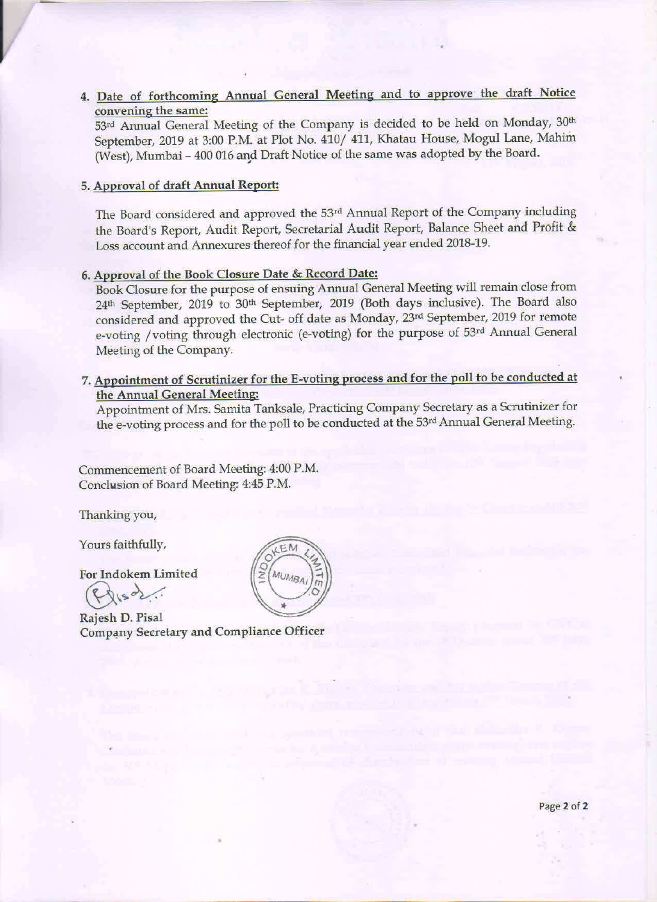4. **Date of forthcoming Annual General Meeting and to approve the draft Notice convening the same:**
53rd Annual General Meeting of the Company is decided to be held on Monday, 30th September, 2019 at 3:00 P.M. at Plot No. 410/ 411, Khatau House, Mogul Lane, Mahim (West), Mumbai – 400 016 and Draft Notice of the same was adopted by the Board.

5. **Approval of draft Annual Report:**

The Board considered and approved the 53rd Annual Report of the Company including the Board's Report, Audit Report, Secretarial Audit Report, Balance Sheet and Profit & Loss account and Annexures thereof for the financial year ended 2018-19.

6. **Approval of the Book Closure Date & Record Date:**
Book Closure for the purpose of ensuing Annual General Meeting will remain close from 24th September, 2019 to 30th September, 2019 (Both days inclusive). The Board also considered and approved the Cut- off date as Monday, 23rd September, 2019 for remote e-voting /voting through electronic (e-voting) for the purpose of 53rd Annual General Meeting of the Company.

7. **Appointment of Scrutinizer for the E-voting process and for the poll to be conducted at the Annual General Meeting:**
Appointment of Mrs. Samita Tanksale, Practicing Company Secretary as a Scrutinizer for the e-voting process and for the poll to be conducted at the 53rd Annual General Meeting.

Commencement of Board Meeting: 4:00 P.M.
Conclusion of Board Meeting: 4:45 P.M.

Thanking you,

Yours faithfully,

For Indokem Limited

Rajesh D. Pisal
Company Secretary and Compliance Officer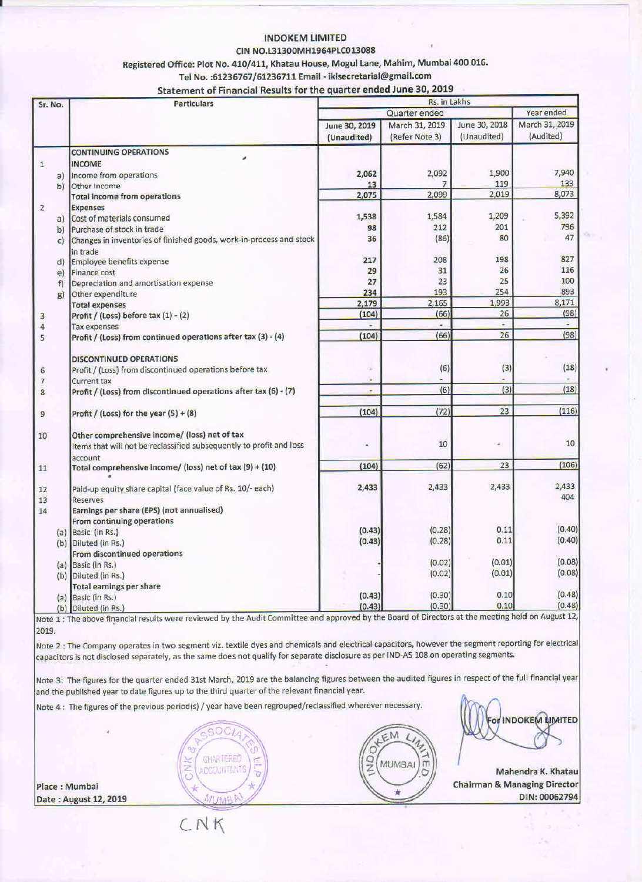# INDOKEM LIMITED

CIN NO.L31300MH1964PLC013088

Registered Office: Plot No. 410/411, Khatau House, Mogul Lane, Mahim, Mumbai 400 016.

Tel No. :61236767/61236711 Email - iklsecretarial@gmail.com

## Statement of Financial Results for the quarter ended June 30, 2019

| Sr. No. | | Particulars | Rs. in Lakhs | | | |
|---|---|---|---|---|---|---|
| | | | Quarter ended | | | Year ended |
| | | | June 30, 2019 (Unaudited) | March 31, 2019 (Refer Note 3) | June 30, 2018 (Unaudited) | March 31, 2019 (Audited) |
| | | **CONTINUING OPERATIONS** | | | | |
| 1 | | **INCOME** | | | | |
| | a) | Income from operations | 2,062 | 2,092 | 1,900 | 7,940 |
| | b) | Other Income | 13 | 7 | 119 | 133 |
| | | **Total income from operations** | 2,075 | 2,099 | 2,019 | 8,073 |
| 2 | | **Expenses** | | | | |
| | a) | Cost of materials consumed | 1,538 | 1,584 | 1,209 | 5,392 |
| | b) | Purchase of stock in trade | 98 | 212 | 201 | 796 |
| | c) | Changes in inventories of finished goods, work-in-process and stock in trade | 36 | (86) | 80 | 47 |
| | d) | Employee benefits expense | 217 | 208 | 198 | 827 |
| | e) | Finance cost | 29 | 31 | 26 | 116 |
| | f) | Depreciation and amortisation expense | 27 | 23 | 25 | 100 |
| | g) | Other expenditure | 234 | 193 | 254 | 893 |
| | | **Total expenses** | 2,179 | 2,165 | 1,993 | 8,171 |
| 3 | | **Profit / (Loss) before tax (1) - (2)** | (104) | (66) | 26 | (98) |
| 4 | | Tax expenses | - | - | - | - |
| 5 | | **Profit / (Loss) from continued operations after tax (3) - (4)** | (104) | (66) | 26 | (98) |
| | | **DISCONTINUED OPERATIONS** | | | | |
| 6 | | Profit / (Loss) from discontinued operations before tax | - | (6) | (3) | (18) |
| 7 | | Current tax | - | - | - | - |
| 8 | | **Profit / (Loss) from discontinued operations after tax (6) - (7)** | - | (6) | (3) | (18) |
| 9 | | **Profit / (Loss) for the year (5) + (8)** | (104) | (72) | 23 | (116) |
| 10 | | **Other comprehensive income/ (loss) net of tax** Items that will not be reclassified subsequently to profit and loss account | - | 10 | - | 10 |
| 11 | | **Total comprehensive income/ (loss) net of tax (9) + (10)** | (104) | (62) | 23 | (106) |
| 12 | | Paid-up equity share capital (face value of Rs. 10/- each) | 2,433 | 2,433 | 2,433 | 2,433 |
| 13 | | Reserves | | | | 404 |
| 14 | | **Earnings per share (EPS) (not annualised)** | | | | |
| | | **From continuing operations** | | | | |
| | (a) | Basic (in Rs.) | (0.43) | (0.28) | 0.11 | (0.40) |
| | (b) | Diluted (in Rs.) | (0.43) | (0.28) | 0.11 | (0.40) |
| | | **From discontinued operations** | | | | |
| | (a) | Basic (in Rs.) | - | (0.02) | (0.01) | (0.08) |
| | (b) | Diluted (in Rs.) | - | (0.02) | (0.01) | (0.08) |
| | | **Total earnings per share** | | | | |
| | (a) | Basic (in Rs.) | (0.43) | (0.30) | 0.10 | (0.48) |
| | (b) | Diluted (in Rs.) | (0.43) | (0.30) | 0.10 | (0.48) |

Note 1 : The above financial results were reviewed by the Audit Committee and approved by the Board of Directors at the meeting held on August 12, 2019.

Note 2 : The Company operates in two segment viz. textile dyes and chemicals and electrical capacitors, however the segment reporting for electrical capacitors is not disclosed separately, as the same does not qualify for separate disclosure as per IND-AS 108 on operating segments.

Note 3: The figures for the quarter ended 31st March, 2019 are the balancing figures between the audited figures in respect of the full financial year and the published year to date figures up to the third quarter of the relevant financial year.

Note 4 : The figures of the previous period(s) / year have been regrouped/reclassified wherever necessary.

For INDOKEM LIMITED

Mahendra K. Khatau
Chairman & Managing Director
DIN: 00062794

Place : Mumbai
Date : August 12, 2019

CNK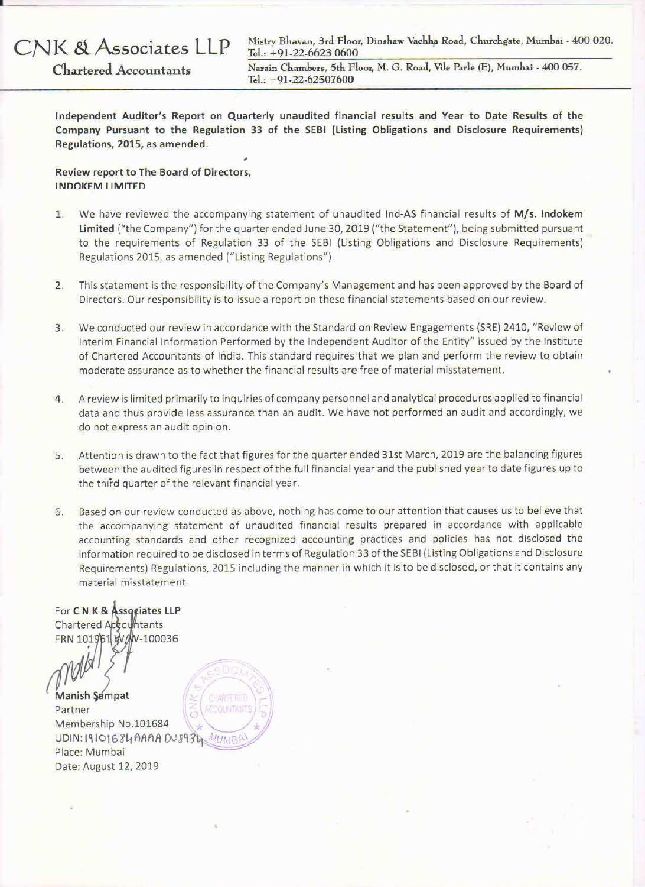# CNK & Associates LLP

**Chartered Accountants**

Mistry Bhavan, 3rd Floor, Dinshaw Vachha Road, Churchgate, Mumbai - 400 020. Tel.: +91-22-6623 0600

Narain Chambers, 5th Floor, M. G. Road, Vile Parle (E), Mumbai - 400 057. Tel.: +91-22-62507600

**Independent Auditor's Report on Quarterly unaudited financial results and Year to Date Results of the Company Pursuant to the Regulation 33 of the SEBI (Listing Obligations and Disclosure Requirements) Regulations, 2015, as amended.**

**Review report to The Board of Directors,**
**INDOKEM LIMITED**

1. We have reviewed the accompanying statement of unaudited Ind-AS financial results of **M/s. Indokem Limited** ("the Company") for the quarter ended June 30, 2019 ("the Statement"), being submitted pursuant to the requirements of Regulation 33 of the SEBI (Listing Obligations and Disclosure Requirements) Regulations 2015, as amended ("Listing Regulations").

2. This statement is the responsibility of the Company's Management and has been approved by the Board of Directors. Our responsibility is to issue a report on these financial statements based on our review.

3. We conducted our review in accordance with the Standard on Review Engagements (SRE) 2410, "Review of Interim Financial Information Performed by the Independent Auditor of the Entity" issued by the Institute of Chartered Accountants of India. This standard requires that we plan and perform the review to obtain moderate assurance as to whether the financial results are free of material misstatement.

4. A review is limited primarily to inquiries of company personnel and analytical procedures applied to financial data and thus provide less assurance than an audit. We have not performed an audit and accordingly, we do not express an audit opinion.

5. Attention is drawn to the fact that figures for the quarter ended 31st March, 2019 are the balancing figures between the audited figures in respect of the full financial year and the published year to date figures up to the third quarter of the relevant financial year.

6. Based on our review conducted as above, nothing has come to our attention that causes us to believe that the accompanying statement of unaudited financial results prepared in accordance with applicable accounting standards and other recognized accounting practices and policies has not disclosed the information required to be disclosed in terms of Regulation 33 of the SEBI (Listing Obligations and Disclosure Requirements) Regulations, 2015 including the manner in which it is to be disclosed, or that it contains any material misstatement.

For **C N K & Associates LLP**
Chartered Accountants
FRN 101961 W/W-100036

**Manish Sampat**
Partner
Membership No.101684
UDIN: 19101684AAAA DU8934
Place: Mumbai
Date: August 12, 2019